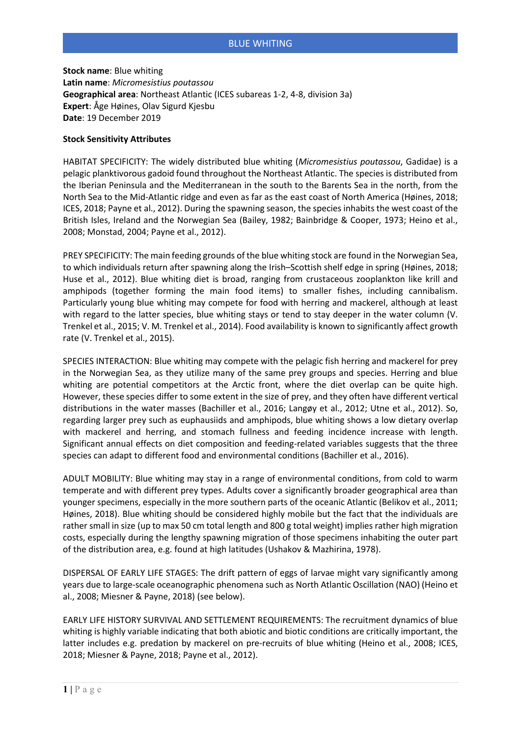# BLUE WHITING

**Stock name**: Blue whiting
**Latin name**: *Micromesistius poutassou*
**Geographical area**: Northeast Atlantic (ICES subareas 1-2, 4-8, division 3a)
**Expert**: Åge Høines, Olav Sigurd Kjesbu
**Date**: 19 December 2019

**Stock Sensitivity Attributes**

HABITAT SPECIFICITY: The widely distributed blue whiting (*Micromesistius poutassou*, Gadidae) is a pelagic planktivorous gadoid found throughout the Northeast Atlantic. The species is distributed from the Iberian Peninsula and the Mediterranean in the south to the Barents Sea in the north, from the North Sea to the Mid-Atlantic ridge and even as far as the east coast of North America (Høines, 2018; ICES, 2018; Payne et al., 2012). During the spawning season, the species inhabits the west coast of the British Isles, Ireland and the Norwegian Sea (Bailey, 1982; Bainbridge & Cooper, 1973; Heino et al., 2008; Monstad, 2004; Payne et al., 2012).

PREY SPECIFICITY: The main feeding grounds of the blue whiting stock are found in the Norwegian Sea, to which individuals return after spawning along the Irish–Scottish shelf edge in spring (Høines, 2018; Huse et al., 2012). Blue whiting diet is broad, ranging from crustaceous zooplankton like krill and amphipods (together forming the main food items) to smaller fishes, including cannibalism. Particularly young blue whiting may compete for food with herring and mackerel, although at least with regard to the latter species, blue whiting stays or tend to stay deeper in the water column (V. Trenkel et al., 2015; V. M. Trenkel et al., 2014). Food availability is known to significantly affect growth rate (V. Trenkel et al., 2015).

SPECIES INTERACTION: Blue whiting may compete with the pelagic fish herring and mackerel for prey in the Norwegian Sea, as they utilize many of the same prey groups and species. Herring and blue whiting are potential competitors at the Arctic front, where the diet overlap can be quite high. However, these species differ to some extent in the size of prey, and they often have different vertical distributions in the water masses (Bachiller et al., 2016; Langøy et al., 2012; Utne et al., 2012). So, regarding larger prey such as euphausiids and amphipods, blue whiting shows a low dietary overlap with mackerel and herring, and stomach fullness and feeding incidence increase with length. Significant annual effects on diet composition and feeding-related variables suggests that the three species can adapt to different food and environmental conditions (Bachiller et al., 2016).

ADULT MOBILITY: Blue whiting may stay in a range of environmental conditions, from cold to warm temperate and with different prey types. Adults cover a significantly broader geographical area than younger specimens, especially in the more southern parts of the oceanic Atlantic (Belikov et al., 2011; Høines, 2018). Blue whiting should be considered highly mobile but the fact that the individuals are rather small in size (up to max 50 cm total length and 800 g total weight) implies rather high migration costs, especially during the lengthy spawning migration of those specimens inhabiting the outer part of the distribution area, e.g. found at high latitudes (Ushakov & Mazhirina, 1978).

DISPERSAL OF EARLY LIFE STAGES: The drift pattern of eggs of larvae might vary significantly among years due to large-scale oceanographic phenomena such as North Atlantic Oscillation (NAO) (Heino et al., 2008; Miesner & Payne, 2018) (see below).

EARLY LIFE HISTORY SURVIVAL AND SETTLEMENT REQUIREMENTS: The recruitment dynamics of blue whiting is highly variable indicating that both abiotic and biotic conditions are critically important, the latter includes e.g. predation by mackerel on pre-recruits of blue whiting (Heino et al., 2008; ICES, 2018; Miesner & Payne, 2018; Payne et al., 2012).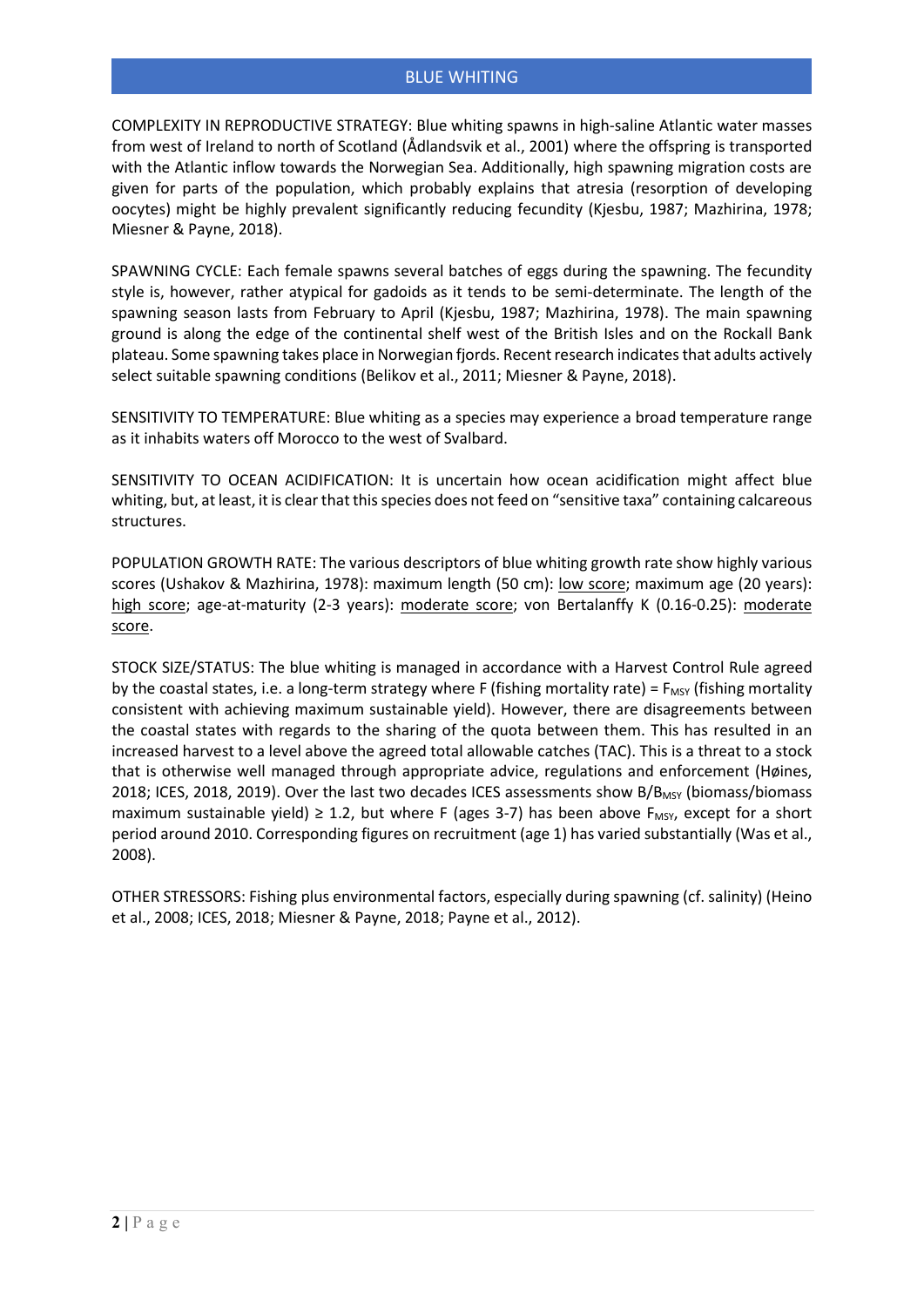## BLUE WHITING

COMPLEXITY IN REPRODUCTIVE STRATEGY: Blue whiting spawns in high-saline Atlantic water masses from west of Ireland to north of Scotland (Ådlandsvik et al., 2001) where the offspring is transported with the Atlantic inflow towards the Norwegian Sea. Additionally, high spawning migration costs are given for parts of the population, which probably explains that atresia (resorption of developing oocytes) might be highly prevalent significantly reducing fecundity (Kjesbu, 1987; Mazhirina, 1978; Miesner & Payne, 2018).

SPAWNING CYCLE: Each female spawns several batches of eggs during the spawning. The fecundity style is, however, rather atypical for gadoids as it tends to be semi-determinate. The length of the spawning season lasts from February to April (Kjesbu, 1987; Mazhirina, 1978). The main spawning ground is along the edge of the continental shelf west of the British Isles and on the Rockall Bank plateau. Some spawning takes place in Norwegian fjords. Recent research indicates that adults actively select suitable spawning conditions (Belikov et al., 2011; Miesner & Payne, 2018).

SENSITIVITY TO TEMPERATURE: Blue whiting as a species may experience a broad temperature range as it inhabits waters off Morocco to the west of Svalbard.

SENSITIVITY TO OCEAN ACIDIFICATION: It is uncertain how ocean acidification might affect blue whiting, but, at least, it is clear that this species does not feed on "sensitive taxa" containing calcareous structures.

POPULATION GROWTH RATE: The various descriptors of blue whiting growth rate show highly various scores (Ushakov & Mazhirina, 1978): maximum length (50 cm): <u>low score</u>; maximum age (20 years): <u>high score</u>; age-at-maturity (2-3 years): <u>moderate score</u>; von Bertalanffy K (0.16-0.25): <u>moderate score</u>.

STOCK SIZE/STATUS: The blue whiting is managed in accordance with a Harvest Control Rule agreed by the coastal states, i.e. a long-term strategy where F (fishing mortality rate) = $F_{MSY}$ (fishing mortality consistent with achieving maximum sustainable yield). However, there are disagreements between the coastal states with regards to the sharing of the quota between them. This has resulted in an increased harvest to a level above the agreed total allowable catches (TAC). This is a threat to a stock that is otherwise well managed through appropriate advice, regulations and enforcement (Høines, 2018; ICES, 2018, 2019). Over the last two decades ICES assessments show $B/B_{MSY}$ (biomass/biomass maximum sustainable yield) ≥ 1.2, but where F (ages 3-7) has been above $F_{MSY}$, except for a short period around 2010. Corresponding figures on recruitment (age 1) has varied substantially (Was et al., 2008).

OTHER STRESSORS: Fishing plus environmental factors, especially during spawning (cf. salinity) (Heino et al., 2008; ICES, 2018; Miesner & Payne, 2018; Payne et al., 2012).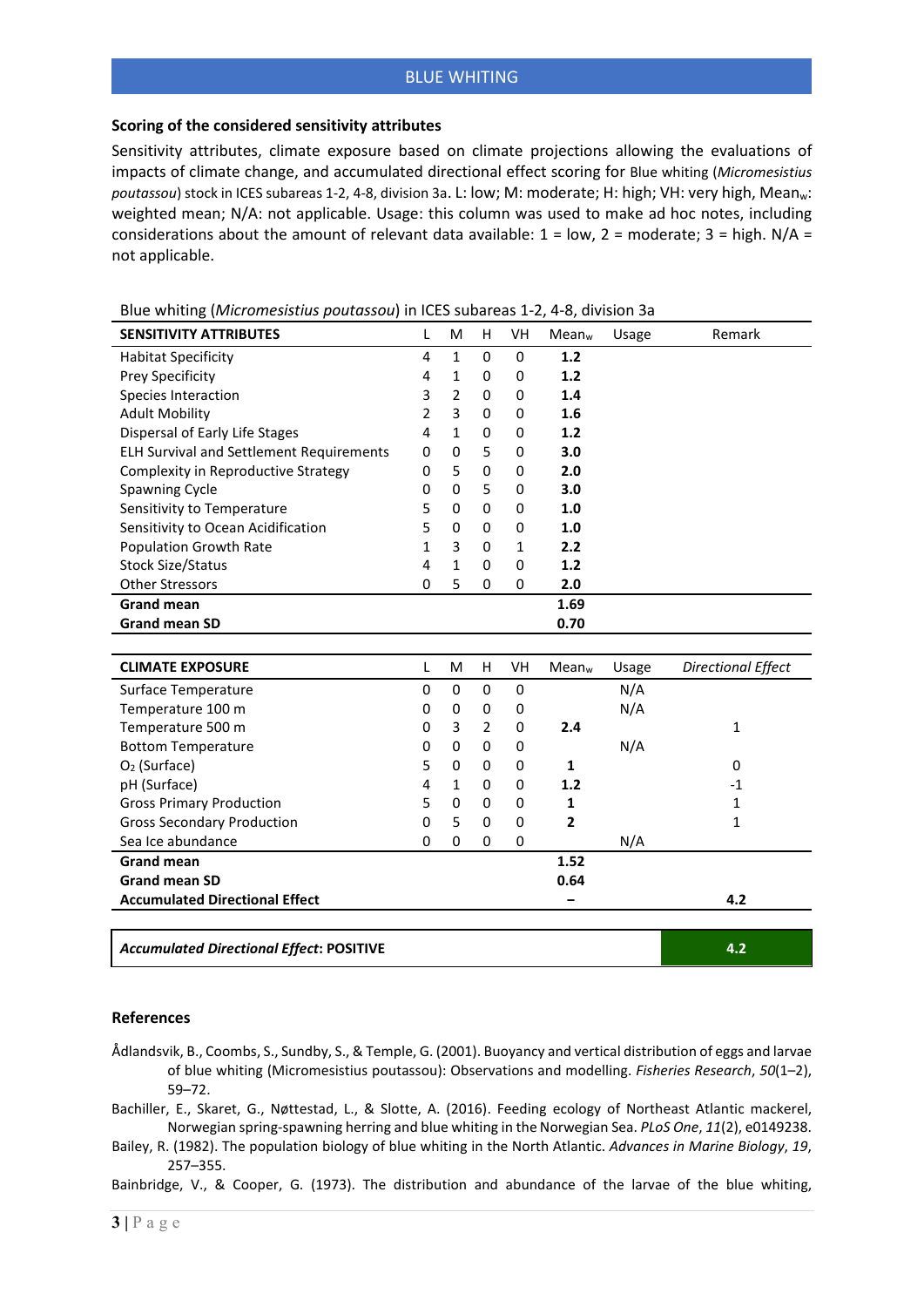## Scoring of the considered sensitivity attributes

Sensitivity attributes, climate exposure based on climate projections allowing the evaluations of impacts of climate change, and accumulated directional effect scoring for Blue whiting (*Micromesistius poutassou*) stock in ICES subareas 1-2, 4-8, division 3a. L: low; M: moderate; H: high; VH: very high, $Mean_w$: weighted mean; N/A: not applicable. Usage: this column was used to make ad hoc notes, including considerations about the amount of relevant data available: 1 = low, 2 = moderate; 3 = high. N/A = not applicable.

Blue whiting (*Micromesistius poutassou*) in ICES subareas 1-2, 4-8, division 3a

| **SENSITIVITY ATTRIBUTES** | L | M | H | VH | $Mean_w$ | Usage | Remark |
|---|---|---|---|---|---|---|---|
| Habitat Specificity | 4 | 1 | 0 | 0 | **1.2** | | |
| Prey Specificity | 4 | 1 | 0 | 0 | **1.2** | | |
| Species Interaction | 3 | 2 | 0 | 0 | **1.4** | | |
| Adult Mobility | 2 | 3 | 0 | 0 | **1.6** | | |
| Dispersal of Early Life Stages | 4 | 1 | 0 | 0 | **1.2** | | |
| ELH Survival and Settlement Requirements | 0 | 0 | 5 | 0 | **3.0** | | |
| Complexity in Reproductive Strategy | 0 | 5 | 0 | 0 | **2.0** | | |
| Spawning Cycle | 0 | 0 | 5 | 0 | **3.0** | | |
| Sensitivity to Temperature | 5 | 0 | 0 | 0 | **1.0** | | |
| Sensitivity to Ocean Acidification | 5 | 0 | 0 | 0 | **1.0** | | |
| Population Growth Rate | 1 | 3 | 0 | 1 | **2.2** | | |
| Stock Size/Status | 4 | 1 | 0 | 0 | **1.2** | | |
| Other Stressors | 0 | 5 | 0 | 0 | **2.0** | | |
| **Grand mean** | | | | | **1.69** | | |
| **Grand mean SD** | | | | | **0.70** | | |

| **CLIMATE EXPOSURE** | L | M | H | VH | $Mean_w$ | Usage | *Directional Effect* |
|---|---|---|---|---|---|---|---|
| Surface Temperature | 0 | 0 | 0 | 0 | | N/A | |
| Temperature 100 m | 0 | 0 | 0 | 0 | | N/A | |
| Temperature 500 m | 0 | 3 | 2 | 0 | **2.4** | | 1 |
| Bottom Temperature | 0 | 0 | 0 | 0 | | N/A | |
| $O_2$ (Surface) | 5 | 0 | 0 | 0 | **1** | | 0 |
| pH (Surface) | 4 | 1 | 0 | 0 | **1.2** | | -1 |
| Gross Primary Production | 5 | 0 | 0 | 0 | **1** | | 1 |
| Gross Secondary Production | 0 | 5 | 0 | 0 | **2** | | 1 |
| Sea Ice abundance | 0 | 0 | 0 | 0 | | N/A | |
| **Grand mean** | | | | | **1.52** | | |
| **Grand mean SD** | | | | | **0.64** | | |
| **Accumulated Directional Effect** | | | | | **–** | | **4.2** |

| ***Accumulated Directional Effect*: POSITIVE** | **4.2** |
|---|---|

## References

Ådlandsvik, B., Coombs, S., Sundby, S., & Temple, G. (2001). Buoyancy and vertical distribution of eggs and larvae of blue whiting (Micromesistius poutassou): Observations and modelling. *Fisheries Research*, *50*(1–2), 59–72.

Bachiller, E., Skaret, G., Nøttestad, L., & Slotte, A. (2016). Feeding ecology of Northeast Atlantic mackerel, Norwegian spring-spawning herring and blue whiting in the Norwegian Sea. *PLoS One*, *11*(2), e0149238.

Bailey, R. (1982). The population biology of blue whiting in the North Atlantic. *Advances in Marine Biology*, *19*, 257–355.

Bainbridge, V., & Cooper, G. (1973). The distribution and abundance of the larvae of the blue whiting,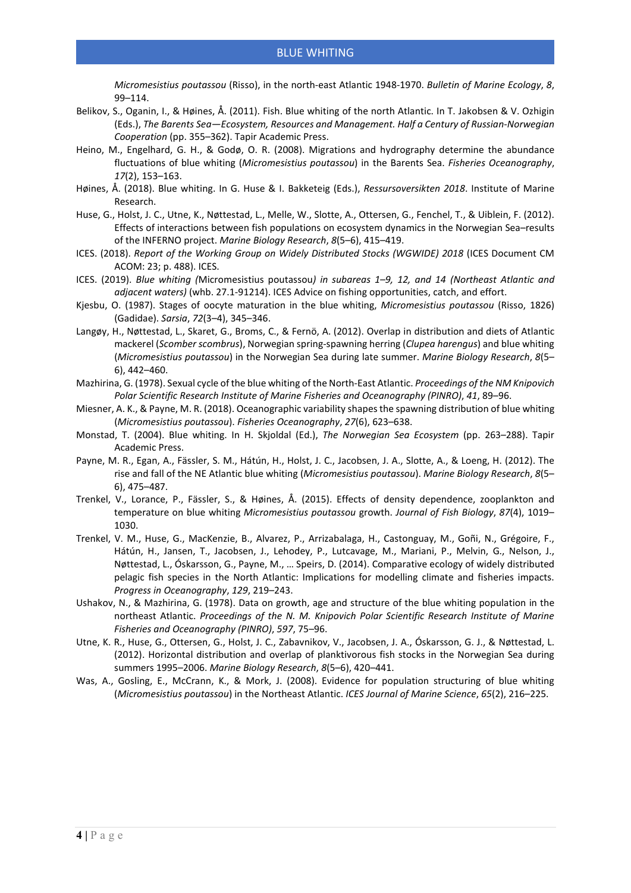*Micromesistius poutassou* (Risso), in the north-east Atlantic 1948-1970. *Bulletin of Marine Ecology*, *8*, 99–114.

Belikov, S., Oganin, I., & Høines, Å. (2011). Fish. Blue whiting of the north Atlantic. In T. Jakobsen & V. Ozhigin (Eds.), *The Barents Sea—Ecosystem, Resources and Management. Half a Century of Russian-Norwegian Cooperation* (pp. 355–362). Tapir Academic Press.

Heino, M., Engelhard, G. H., & Godø, O. R. (2008). Migrations and hydrography determine the abundance fluctuations of blue whiting (*Micromesistius poutassou*) in the Barents Sea. *Fisheries Oceanography*, *17*(2), 153–163.

Høines, Å. (2018). Blue whiting. In G. Huse & I. Bakketeig (Eds.), *Ressursoversikten 2018*. Institute of Marine Research.

Huse, G., Holst, J. C., Utne, K., Nøttestad, L., Melle, W., Slotte, A., Ottersen, G., Fenchel, T., & Uiblein, F. (2012). Effects of interactions between fish populations on ecosystem dynamics in the Norwegian Sea–results of the INFERNO project. *Marine Biology Research*, *8*(5–6), 415–419.

ICES. (2018). *Report of the Working Group on Widely Distributed Stocks (WGWIDE) 2018* (ICES Document CM ACOM: 23; p. 488). ICES.

ICES. (2019). *Blue whiting (*Micromesistius poutassou*) in subareas 1–9, 12, and 14 (Northeast Atlantic and adjacent waters)* (whb. 27.1-91214). ICES Advice on fishing opportunities, catch, and effort.

Kjesbu, O. (1987). Stages of oocyte maturation in the blue whiting, *Micromesistius poutassou* (Risso, 1826) (Gadidae). *Sarsia*, *72*(3–4), 345–346.

Langøy, H., Nøttestad, L., Skaret, G., Broms, C., & Fernö, A. (2012). Overlap in distribution and diets of Atlantic mackerel (*Scomber scombrus*), Norwegian spring-spawning herring (*Clupea harengus*) and blue whiting (*Micromesistius poutassou*) in the Norwegian Sea during late summer. *Marine Biology Research*, *8*(5–6), 442–460.

Mazhirina, G. (1978). Sexual cycle of the blue whiting of the North-East Atlantic. *Proceedings of the NM Knipovich Polar Scientific Research Institute of Marine Fisheries and Oceanography (PINRO)*, *41*, 89–96.

Miesner, A. K., & Payne, M. R. (2018). Oceanographic variability shapes the spawning distribution of blue whiting (*Micromesistius poutassou*). *Fisheries Oceanography*, *27*(6), 623–638.

Monstad, T. (2004). Blue whiting. In H. Skjoldal (Ed.), *The Norwegian Sea Ecosystem* (pp. 263–288). Tapir Academic Press.

Payne, M. R., Egan, A., Fässler, S. M., Hátún, H., Holst, J. C., Jacobsen, J. A., Slotte, A., & Loeng, H. (2012). The rise and fall of the NE Atlantic blue whiting (*Micromesistius poutassou*). *Marine Biology Research*, *8*(5–6), 475–487.

Trenkel, V., Lorance, P., Fässler, S., & Høines, Å. (2015). Effects of density dependence, zooplankton and temperature on blue whiting *Micromesistius poutassou* growth. *Journal of Fish Biology*, *87*(4), 1019–1030.

Trenkel, V. M., Huse, G., MacKenzie, B., Alvarez, P., Arrizabalaga, H., Castonguay, M., Goñi, N., Grégoire, F., Hátún, H., Jansen, T., Jacobsen, J., Lehodey, P., Lutcavage, M., Mariani, P., Melvin, G., Nelson, J., Nøttestad, L., Óskarsson, G., Payne, M., … Speirs, D. (2014). Comparative ecology of widely distributed pelagic fish species in the North Atlantic: Implications for modelling climate and fisheries impacts. *Progress in Oceanography*, *129*, 219–243.

Ushakov, N., & Mazhirina, G. (1978). Data on growth, age and structure of the blue whiting population in the northeast Atlantic. *Proceedings of the N. M. Knipovich Polar Scientific Research Institute of Marine Fisheries and Oceanography (PINRO)*, *597*, 75–96.

Utne, K. R., Huse, G., Ottersen, G., Holst, J. C., Zabavnikov, V., Jacobsen, J. A., Óskarsson, G. J., & Nøttestad, L. (2012). Horizontal distribution and overlap of planktivorous fish stocks in the Norwegian Sea during summers 1995–2006. *Marine Biology Research*, *8*(5–6), 420–441.

Was, A., Gosling, E., McCrann, K., & Mork, J. (2008). Evidence for population structuring of blue whiting (*Micromesistius poutassou*) in the Northeast Atlantic. *ICES Journal of Marine Science*, *65*(2), 216–225.